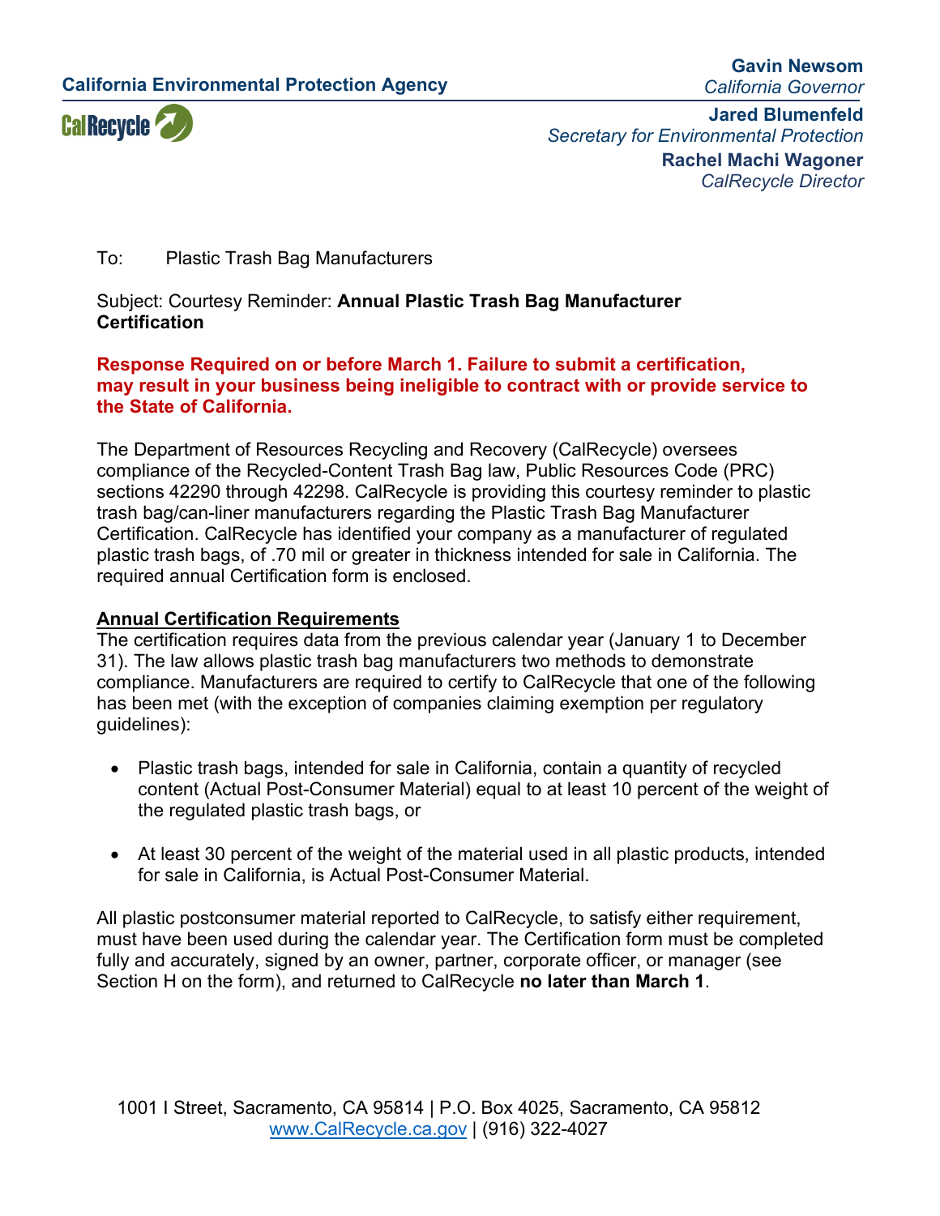California Environmental Protection Agency

CalRecycle

**Gavin Newsom**
*California Governor*

**Jared Blumenfeld**
*Secretary for Environmental Protection*

**Rachel Machi Wagoner**
*CalRecycle Director*

To: Plastic Trash Bag Manufacturers

Subject: Courtesy Reminder: **Annual Plastic Trash Bag Manufacturer Certification**

**Response Required on or before March 1. Failure to submit a certification, may result in your business being ineligible to contract with or provide service to the State of California.**

The Department of Resources Recycling and Recovery (CalRecycle) oversees compliance of the Recycled-Content Trash Bag law, Public Resources Code (PRC) sections 42290 through 42298. CalRecycle is providing this courtesy reminder to plastic trash bag/can-liner manufacturers regarding the Plastic Trash Bag Manufacturer Certification. CalRecycle has identified your company as a manufacturer of regulated plastic trash bags, of .70 mil or greater in thickness intended for sale in California. The required annual Certification form is enclosed.

## Annual Certification Requirements

The certification requires data from the previous calendar year (January 1 to December 31). The law allows plastic trash bag manufacturers two methods to demonstrate compliance. Manufacturers are required to certify to CalRecycle that one of the following has been met (with the exception of companies claiming exemption per regulatory guidelines):

- Plastic trash bags, intended for sale in California, contain a quantity of recycled content (Actual Post-Consumer Material) equal to at least 10 percent of the weight of the regulated plastic trash bags, or
- At least 30 percent of the weight of the material used in all plastic products, intended for sale in California, is Actual Post-Consumer Material.

All plastic postconsumer material reported to CalRecycle, to satisfy either requirement, must have been used during the calendar year. The Certification form must be completed fully and accurately, signed by an owner, partner, corporate officer, or manager (see Section H on the form), and returned to CalRecycle **no later than March 1**.

1001 I Street, Sacramento, CA 95814 | P.O. Box 4025, Sacramento, CA 95812
www.CalRecycle.ca.gov | (916) 322-4027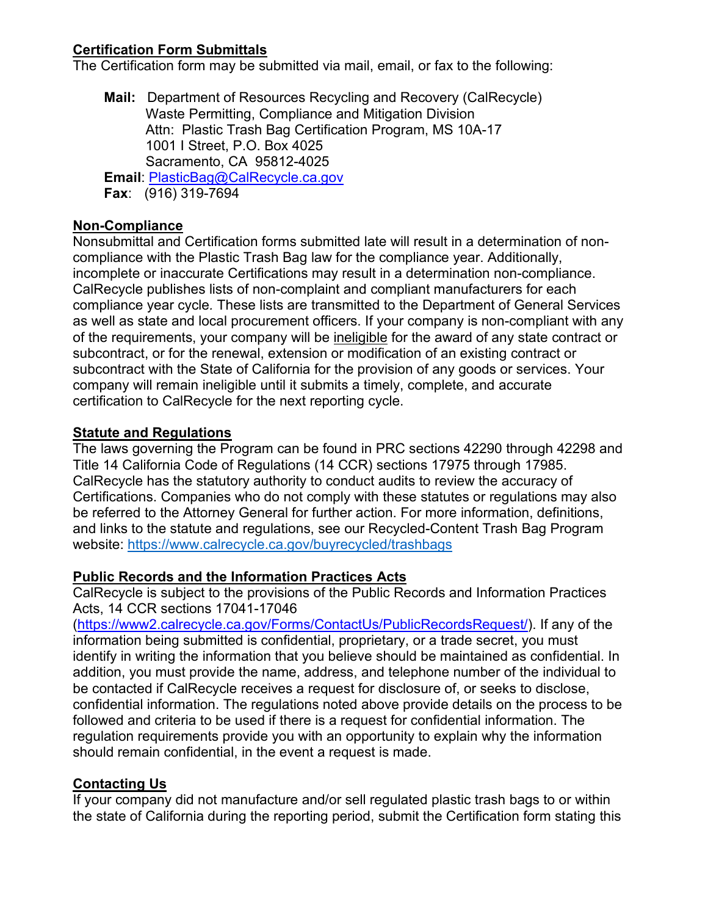## Certification Form Submittals

The Certification form may be submitted via mail, email, or fax to the following:

**Mail:** Department of Resources Recycling and Recovery (CalRecycle)
Waste Permitting, Compliance and Mitigation Division
Attn: Plastic Trash Bag Certification Program, MS 10A-17
1001 I Street, P.O. Box 4025
Sacramento, CA 95812-4025

**Email**: PlasticBag@CalRecycle.ca.gov

**Fax**: (916) 319-7694

## Non-Compliance

Nonsubmittal and Certification forms submitted late will result in a determination of non-compliance with the Plastic Trash Bag law for the compliance year. Additionally, incomplete or inaccurate Certifications may result in a determination non-compliance. CalRecycle publishes lists of non-complaint and compliant manufacturers for each compliance year cycle. These lists are transmitted to the Department of General Services as well as state and local procurement officers. If your company is non-compliant with any of the requirements, your company will be ineligible for the award of any state contract or subcontract, or for the renewal, extension or modification of an existing contract or subcontract with the State of California for the provision of any goods or services. Your company will remain ineligible until it submits a timely, complete, and accurate certification to CalRecycle for the next reporting cycle.

## Statute and Regulations

The laws governing the Program can be found in PRC sections 42290 through 42298 and Title 14 California Code of Regulations (14 CCR) sections 17975 through 17985. CalRecycle has the statutory authority to conduct audits to review the accuracy of Certifications. Companies who do not comply with these statutes or regulations may also be referred to the Attorney General for further action. For more information, definitions, and links to the statute and regulations, see our Recycled-Content Trash Bag Program website: https://www.calrecycle.ca.gov/buyrecycled/trashbags

## Public Records and the Information Practices Acts

CalRecycle is subject to the provisions of the Public Records and Information Practices Acts, 14 CCR sections 17041-17046 (https://www2.calrecycle.ca.gov/Forms/ContactUs/PublicRecordsRequest/). If any of the information being submitted is confidential, proprietary, or a trade secret, you must identify in writing the information that you believe should be maintained as confidential. In addition, you must provide the name, address, and telephone number of the individual to be contacted if CalRecycle receives a request for disclosure of, or seeks to disclose, confidential information. The regulations noted above provide details on the process to be followed and criteria to be used if there is a request for confidential information. The regulation requirements provide you with an opportunity to explain why the information should remain confidential, in the event a request is made.

## Contacting Us

If your company did not manufacture and/or sell regulated plastic trash bags to or within the state of California during the reporting period, submit the Certification form stating this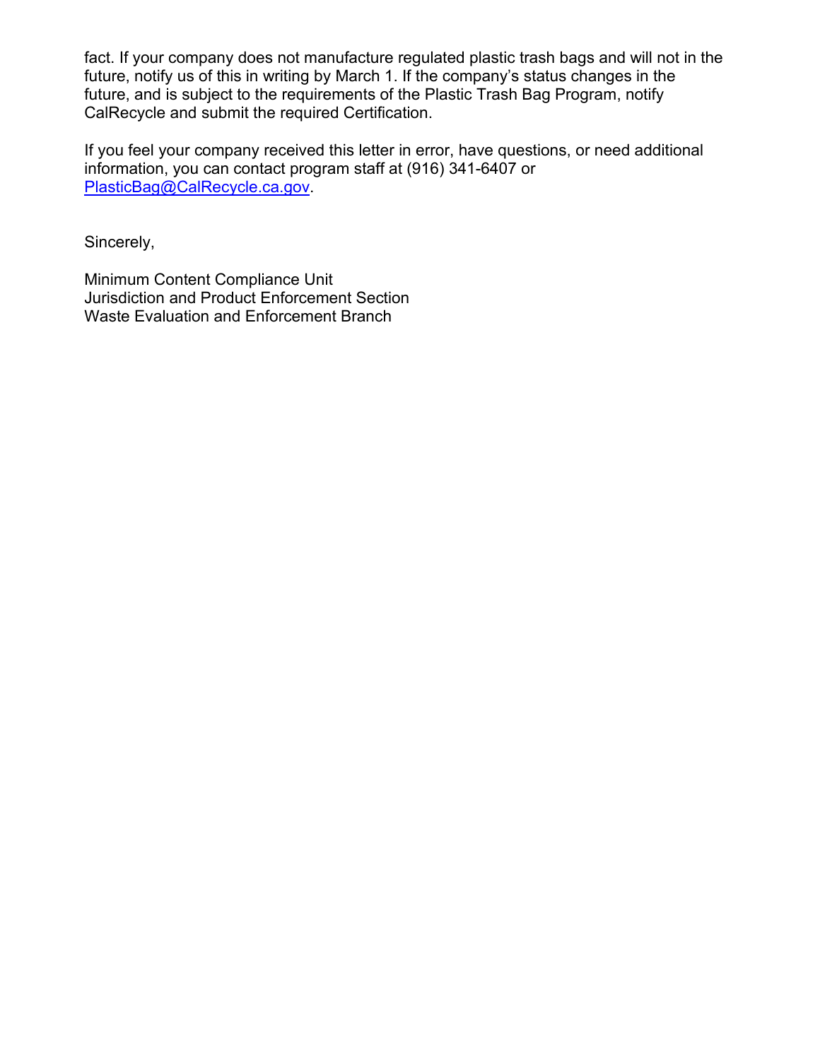fact. If your company does not manufacture regulated plastic trash bags and will not in the future, notify us of this in writing by March 1. If the company's status changes in the future, and is subject to the requirements of the Plastic Trash Bag Program, notify CalRecycle and submit the required Certification.

If you feel your company received this letter in error, have questions, or need additional information, you can contact program staff at (916) 341-6407 or PlasticBag@CalRecycle.ca.gov.

Sincerely,

Minimum Content Compliance Unit
Jurisdiction and Product Enforcement Section
Waste Evaluation and Enforcement Branch